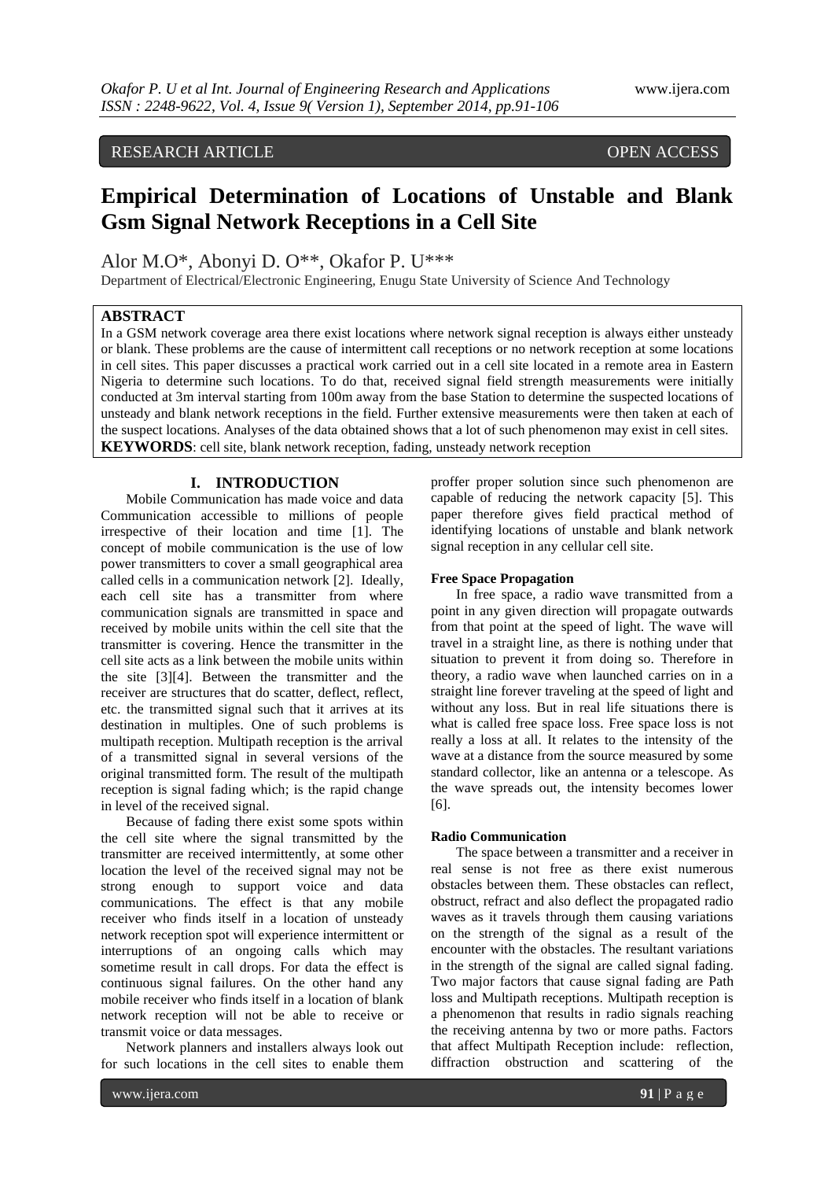RESEARCH ARTICLE OPEN ACCESS

# Empirical Determination of Locations of Unstable and Blank Gsm Signal Network Receptions in a Cell Site

Alor M.O*, Abonyi D. O**, Okafor P. U***

Department of Electrical/Electronic Engineering, Enugu State University of Science And Technology

## ABSTRACT

In a GSM network coverage area there exist locations where network signal reception is always either unsteady or blank. These problems are the cause of intermittent call receptions or no network reception at some locations in cell sites. This paper discusses a practical work carried out in a cell site located in a remote area in Eastern Nigeria to determine such locations. To do that, received signal field strength measurements were initially conducted at 3m interval starting from 100m away from the base Station to determine the suspected locations of unsteady and blank network receptions in the field. Further extensive measurements were then taken at each of the suspect locations. Analyses of the data obtained shows that a lot of such phenomenon may exist in cell sites.

**KEYWORDS**: cell site, blank network reception, fading, unsteady network reception

## I. INTRODUCTION

Mobile Communication has made voice and data Communication accessible to millions of people irrespective of their location and time [1]. The concept of mobile communication is the use of low power transmitters to cover a small geographical area called cells in a communication network [2]. Ideally, each cell site has a transmitter from where communication signals are transmitted in space and received by mobile units within the cell site that the transmitter is covering. Hence the transmitter in the cell site acts as a link between the mobile units within the site [3][4]. Between the transmitter and the receiver are structures that do scatter, deflect, reflect, etc. the transmitted signal such that it arrives at its destination in multiples. One of such problems is multipath reception. Multipath reception is the arrival of a transmitted signal in several versions of the original transmitted form. The result of the multipath reception is signal fading which; is the rapid change in level of the received signal.

Because of fading there exist some spots within the cell site where the signal transmitted by the transmitter are received intermittently, at some other location the level of the received signal may not be strong enough to support voice and data communications. The effect is that any mobile receiver who finds itself in a location of unsteady network reception spot will experience intermittent or interruptions of an ongoing calls which may sometime result in call drops. For data the effect is continuous signal failures. On the other hand any mobile receiver who finds itself in a location of blank network reception will not be able to receive or transmit voice or data messages.

Network planners and installers always look out for such locations in the cell sites to enable them proffer proper solution since such phenomenon are capable of reducing the network capacity [5]. This paper therefore gives field practical method of identifying locations of unstable and blank network signal reception in any cellular cell site.

### Free Space Propagation

In free space, a radio wave transmitted from a point in any given direction will propagate outwards from that point at the speed of light. The wave will travel in a straight line, as there is nothing under that situation to prevent it from doing so. Therefore in theory, a radio wave when launched carries on in a straight line forever traveling at the speed of light and without any loss. But in real life situations there is what is called free space loss. Free space loss is not really a loss at all. It relates to the intensity of the wave at a distance from the source measured by some standard collector, like an antenna or a telescope. As the wave spreads out, the intensity becomes lower [6].

### Radio Communication

The space between a transmitter and a receiver in real sense is not free as there exist numerous obstacles between them. These obstacles can reflect, obstruct, refract and also deflect the propagated radio waves as it travels through them causing variations on the strength of the signal as a result of the encounter with the obstacles. The resultant variations in the strength of the signal are called signal fading. Two major factors that cause signal fading are Path loss and Multipath receptions. Multipath reception is a phenomenon that results in radio signals reaching the receiving antenna by two or more paths. Factors that affect Multipath Reception include: reflection, diffraction obstruction and scattering of the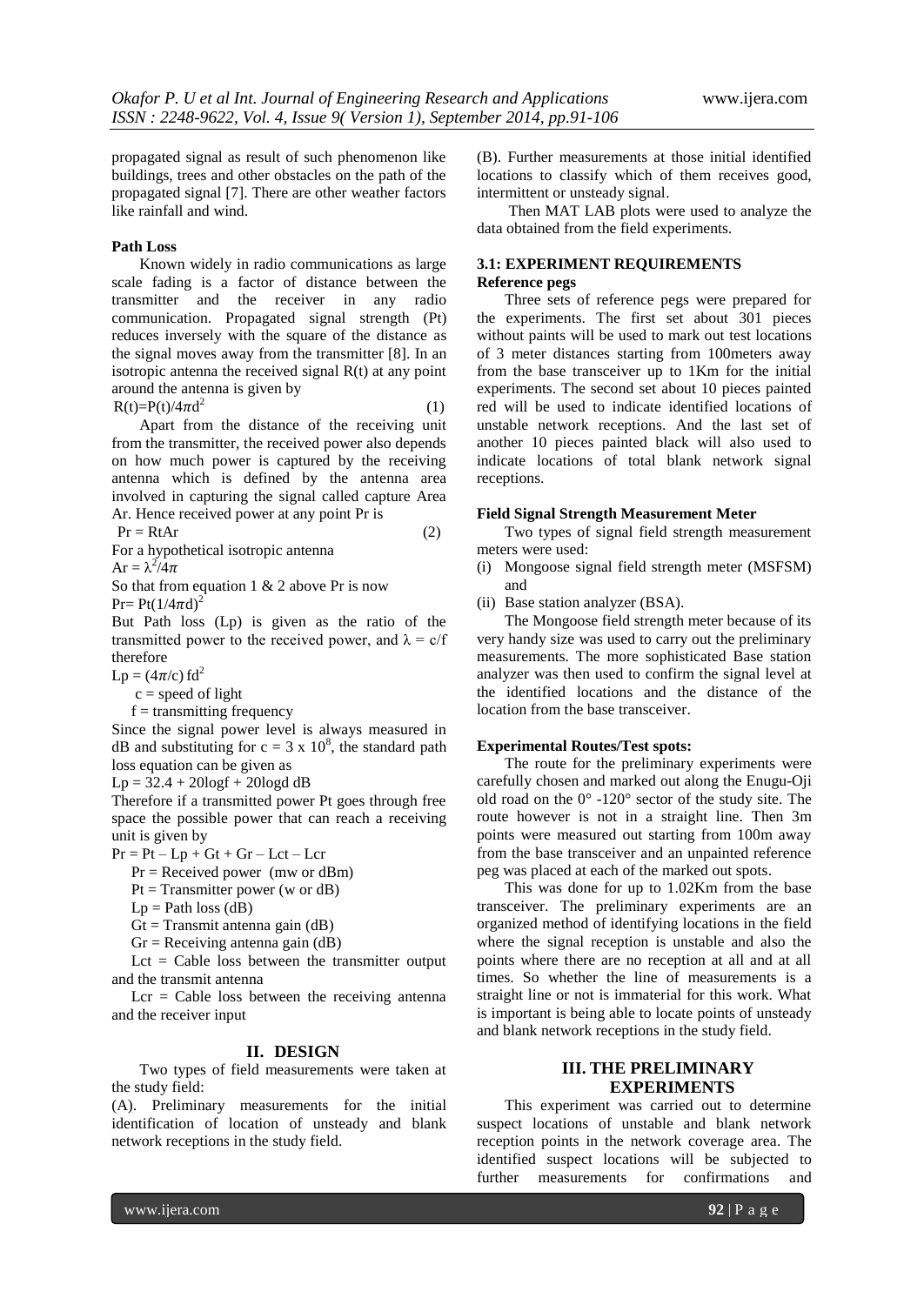propagated signal as result of such phenomenon like buildings, trees and other obstacles on the path of the propagated signal [7]. There are other weather factors like rainfall and wind.

**Path Loss**

Known widely in radio communications as large scale fading is a factor of distance between the transmitter and the receiver in any radio communication. Propagated signal strength (Pt) reduces inversely with the square of the distance as the signal moves away from the transmitter [8]. In an isotropic antenna the received signal R(t) at any point around the antenna is given by

$$R(t)=P(t)/4\pi d^2 \quad (1)$$

Apart from the distance of the receiving unit from the transmitter, the received power also depends on how much power is captured by the receiving antenna which is defined by the antenna area involved in capturing the signal called capture Area Ar. Hence received power at any point Pr is

$$Pr = RtAr \quad (2)$$

For a hypothetical isotropic antenna

$$Ar = \lambda^2/4\pi$$

So that from equation 1 & 2 above Pr is now

$$Pr= Pt(1/4\pi d)^2$$

But Path loss (Lp) is given as the ratio of the transmitted power to the received power, and $\lambda = c/f$ therefore

$$Lp = (4\pi/c)\, fd^2$$

c = speed of light

f = transmitting frequency

Since the signal power level is always measured in dB and substituting for $c = 3 \times 10^8$, the standard path loss equation can be given as

$$Lp = 32.4 + 20\log f + 20\log d \text{ dB}$$

Therefore if a transmitted power Pt goes through free space the possible power that can reach a receiving unit is given by

$$Pr = Pt - Lp + Gt + Gr - Lct - Lcr$$

Pr = Received power (mw or dBm)

Pt = Transmitter power (w or dB)

Lp = Path loss (dB)

Gt = Transmit antenna gain (dB)

Gr = Receiving antenna gain (dB)

Lct = Cable loss between the transmitter output and the transmit antenna

Lcr = Cable loss between the receiving antenna and the receiver input

## II. DESIGN

Two types of field measurements were taken at the study field:

(A). Preliminary measurements for the initial identification of location of unsteady and blank network receptions in the study field.

(B). Further measurements at those initial identified locations to classify which of them receives good, intermittent or unsteady signal.

Then MAT LAB plots were used to analyze the data obtained from the field experiments.

### 3.1: EXPERIMENT REQUIREMENTS

**Reference pegs**

Three sets of reference pegs were prepared for the experiments. The first set about 301 pieces without paints will be used to mark out test locations of 3 meter distances starting from 100meters away from the base transceiver up to 1Km for the initial experiments. The second set about 10 pieces painted red will be used to indicate identified locations of unstable network receptions. And the last set of another 10 pieces painted black will also used to indicate locations of total blank network signal receptions.

**Field Signal Strength Measurement Meter**

Two types of signal field strength measurement meters were used:

(i) Mongoose signal field strength meter (MSFSM) and
(ii) Base station analyzer (BSA).

The Mongoose field strength meter because of its very handy size was used to carry out the preliminary measurements. The more sophisticated Base station analyzer was then used to confirm the signal level at the identified locations and the distance of the location from the base transceiver.

**Experimental Routes/Test spots:**

The route for the preliminary experiments were carefully chosen and marked out along the Enugu-Oji old road on the 0° -120° sector of the study site. The route however is not in a straight line. Then 3m points were measured out starting from 100m away from the base transceiver and an unpainted reference peg was placed at each of the marked out spots.

This was done for up to 1.02Km from the base transceiver. The preliminary experiments are an organized method of identifying locations in the field where the signal reception is unstable and also the points where there are no reception at all and at all times. So whether the line of measurements is a straight line or not is immaterial for this work. What is important is being able to locate points of unsteady and blank network receptions in the study field.

## III. THE PRELIMINARY EXPERIMENTS

This experiment was carried out to determine suspect locations of unstable and blank network reception points in the network coverage area. The identified suspect locations will be subjected to further measurements for confirmations and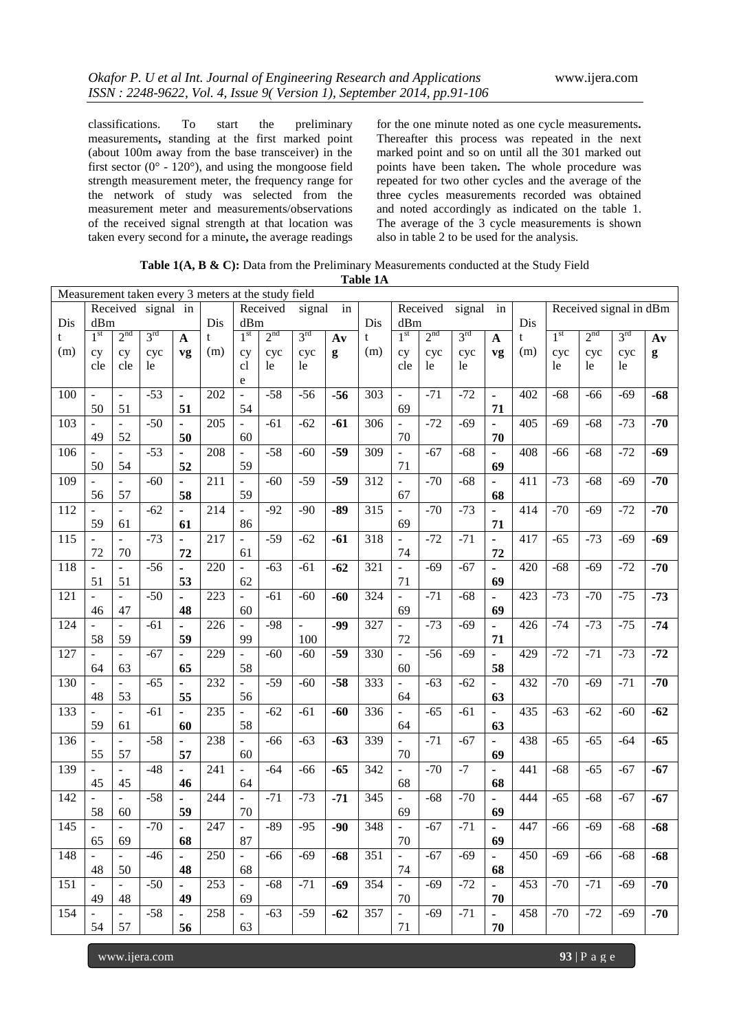classifications. To start the preliminary measurements, standing at the first marked point (about 100m away from the base transceiver) in the first sector (0° - 120°), and using the mongoose field strength measurement meter, the frequency range for the network of study was selected from the measurement meter and measurements/observations of the received signal strength at that location was taken every second for a minute, the average readings for the one minute noted as one cycle measurements. Thereafter this process was repeated in the next marked point and so on until all the 301 marked out points have been taken. The whole procedure was repeated for two other cycles and the average of the three cycles measurements recorded was obtained and noted accordingly as indicated on the table 1. The average of the 3 cycle measurements is shown also in table 2 to be used for the analysis.

**Table 1(A, B & C):** Data from the Preliminary Measurements conducted at the Study Field

**Table 1A**

Measurement taken every 3 meters at the study field

| Dist (m) | Received signal in dBm | | | | Dist (m) | Received signal in dBm | | | | Dist (m) | Received signal in dBm | | | | Dist (m) | Received signal in dBm | | | |
|---|---|---|---|---|---|---|---|---|---|---|---|---|---|---|---|---|---|---|---|
| | 1st cycle | 2nd cycle | 3rd cycle | **Avg** | | 1st cycle | 2nd cycle | 3rd cycle | **Avg** | | 1st cycle | 2nd cycle | 3rd cycle | **Avg** | | 1st cycle | 2nd cycle | 3rd cycle | **Avg** |
| 100 | -50 | -51 | -53 | **-51** | 202 | -54 | -58 | -56 | **-56** | 303 | -69 | -71 | -72 | **-71** | 402 | -68 | -66 | -69 | **-68** |
| 103 | -49 | -52 | -50 | **-50** | 205 | -60 | -61 | -62 | **-61** | 306 | -70 | -72 | -69 | **-70** | 405 | -69 | -68 | -73 | **-70** |
| 106 | -50 | -54 | -53 | **-52** | 208 | -59 | -58 | -60 | **-59** | 309 | -71 | -67 | -68 | **-69** | 408 | -66 | -68 | -72 | **-69** |
| 109 | -56 | -57 | -60 | **-58** | 211 | -59 | -60 | -59 | **-59** | 312 | -67 | -70 | -68 | **-68** | 411 | -73 | -68 | -69 | **-70** |
| 112 | -59 | -61 | -62 | **-61** | 214 | -86 | -92 | -90 | **-89** | 315 | -69 | -70 | -73 | **-71** | 414 | -70 | -69 | -72 | **-70** |
| 115 | -72 | -70 | -73 | **-72** | 217 | -61 | -59 | -62 | **-61** | 318 | -74 | -72 | -71 | **-72** | 417 | -65 | -73 | -69 | **-69** |
| 118 | -51 | -51 | -56 | **-53** | 220 | -62 | -63 | -61 | **-62** | 321 | -71 | -69 | -67 | **-69** | 420 | -68 | -69 | -72 | **-70** |
| 121 | -46 | -47 | -50 | **-48** | 223 | -60 | -61 | -60 | **-60** | 324 | -69 | -71 | -68 | **-69** | 423 | -73 | -70 | -75 | **-73** |
| 124 | -58 | -59 | -61 | **-59** | 226 | -99 | -98 | -100 | **-99** | 327 | -72 | -73 | -69 | **-71** | 426 | -74 | -73 | -75 | **-74** |
| 127 | -64 | -63 | -67 | **-65** | 229 | -58 | -60 | -60 | **-59** | 330 | -60 | -56 | -69 | **-58** | 429 | -72 | -71 | -73 | **-72** |
| 130 | -48 | -53 | -65 | **-55** | 232 | -56 | -59 | -60 | **-58** | 333 | -64 | -63 | -62 | **-63** | 432 | -70 | -69 | -71 | **-70** |
| 133 | -59 | -61 | -61 | **-60** | 235 | -58 | -62 | -61 | **-60** | 336 | -64 | -65 | -61 | **-63** | 435 | -63 | -62 | -60 | **-62** |
| 136 | -55 | -57 | -58 | **-57** | 238 | -60 | -66 | -63 | **-63** | 339 | -70 | -71 | -67 | **-69** | 438 | -65 | -65 | -64 | **-65** |
| 139 | -45 | -45 | -48 | **-46** | 241 | -64 | -64 | -66 | **-65** | 342 | -68 | -70 | -7 | **-68** | 441 | -68 | -65 | -67 | **-67** |
| 142 | -58 | -60 | -58 | **-59** | 244 | -70 | -71 | -73 | **-71** | 345 | -69 | -68 | -70 | **-69** | 444 | -65 | -68 | -67 | **-67** |
| 145 | -65 | -69 | -70 | **-68** | 247 | -87 | -89 | -95 | **-90** | 348 | -70 | -67 | -71 | **-69** | 447 | -66 | -69 | -68 | **-68** |
| 148 | -48 | -50 | -46 | **-48** | 250 | -68 | -66 | -69 | **-68** | 351 | -74 | -67 | -69 | **-68** | 450 | -69 | -66 | -68 | **-68** |
| 151 | -49 | -48 | -50 | **-49** | 253 | -69 | -68 | -71 | **-69** | 354 | -70 | -69 | -72 | **-70** | 453 | -70 | -71 | -69 | **-70** |
| 154 | -54 | -57 | -58 | **-56** | 258 | -63 | -63 | -59 | **-62** | 357 | -71 | -69 | -71 | **-70** | 458 | -70 | -72 | -69 | **-70** |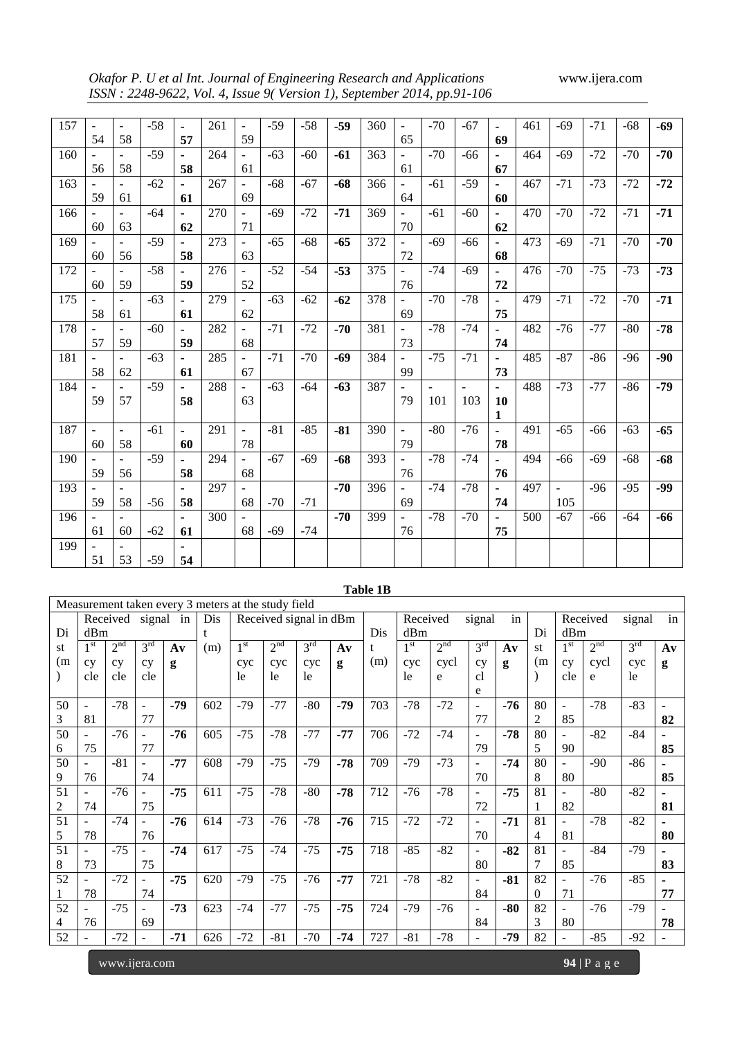| 157 | -54 | -58 | -58 | **-57** | 261 | -59 | -59 | -58 | **-59** | 360 | -65 | -70 | -67 | **-69** | 461 | -69 | -71 | -68 | **-69** |
|---|---|---|---|---|---|---|---|---|---|---|---|---|---|---|---|---|---|---|---|
| 160 | -56 | -58 | -59 | **-58** | 264 | -61 | -63 | -60 | **-61** | 363 | -61 | -70 | -66 | **-67** | 464 | -69 | -72 | -70 | **-70** |
| 163 | -59 | -61 | -62 | **-61** | 267 | -69 | -68 | -67 | **-68** | 366 | -64 | -61 | -59 | **-60** | 467 | -71 | -73 | -72 | **-72** |
| 166 | -60 | -63 | -64 | **-62** | 270 | -71 | -69 | -72 | **-71** | 369 | -70 | -61 | -60 | **-62** | 470 | -70 | -72 | -71 | **-71** |
| 169 | -60 | -56 | -59 | **-58** | 273 | -63 | -65 | -68 | **-65** | 372 | -72 | -69 | -66 | **-68** | 473 | -69 | -71 | -70 | **-70** |
| 172 | -60 | -59 | -58 | **-59** | 276 | -52 | -52 | -54 | **-53** | 375 | -76 | -74 | -69 | **-72** | 476 | -70 | -75 | -73 | **-73** |
| 175 | -58 | -61 | -63 | **-61** | 279 | -62 | -63 | -62 | **-62** | 378 | -69 | -70 | -78 | **-75** | 479 | -71 | -72 | -70 | **-71** |
| 178 | -57 | -59 | -60 | **-59** | 282 | -68 | -71 | -72 | **-70** | 381 | -73 | -78 | -74 | **-74** | 482 | -76 | -77 | -80 | **-78** |
| 181 | -58 | -62 | -63 | **-61** | 285 | -67 | -71 | -70 | **-69** | 384 | -99 | -75 | -71 | **-73** | 485 | -87 | -86 | -96 | **-90** |
| 184 | -59 | -57 | -59 | **-58** | 288 | -63 | -63 | -64 | **-63** | 387 | -79 | -101 | -103 | **-101** | 488 | -73 | -77 | -86 | **-79** |
| 187 | -60 | -58 | -61 | **-60** | 291 | -78 | -81 | -85 | **-81** | 390 | -79 | -80 | -76 | **-78** | 491 | -65 | -66 | -63 | **-65** |
| 190 | -59 | -56 | -59 | **-58** | 294 | -68 | -67 | -69 | **-68** | 393 | -76 | -78 | -74 | **-76** | 494 | -66 | -69 | -68 | **-68** |
| 193 | -59 | -58 | -56 | **-58** | 297 | -68 | -70 | -71 | **-70** | 396 | -69 | -74 | -78 | **-74** | 497 | -105 | -96 | -95 | **-99** |
| 196 | -61 | -60 | -62 | **-61** | 300 | -68 | -69 | -74 | **-70** | 399 | -76 | -78 | -70 | **-75** | 500 | -67 | -66 | -64 | **-66** |
| 199 | -51 | -53 | -59 | **-54** | | | | | | | | | | | | | | | |

**Table 1B**

| Measurement taken every 3 meters at the study field | | | | | | | | | | | | | | | | | | | |
|---|---|---|---|---|---|---|---|---|---|---|---|---|---|---|---|---|---|---|---|
| Dist (m) | Received signal in dBm | | | | Dist (m) | Received signal in dBm | | | | Dist (m) | Received signal in dBm | | | | Dist (m) | Received signal in dBm | | | |
| | 1st cycle | 2nd cycle | 3rd cycle | **Avg** | | 1st cycle | 2nd cycle | 3rd cycle | **Avg** | | 1st cycle | 2nd cycle | 3rd cycle | **Avg** | | 1st cycle | 2nd cycle | 3rd cycle | **Avg** |
| 503 | -81 | -78 | -77 | **-79** | 602 | -79 | -77 | -80 | **-79** | 703 | -78 | -72 | -77 | **-76** | 802 | -85 | -78 | -83 | **-82** |
| 506 | -75 | -76 | -77 | **-76** | 605 | -75 | -78 | -77 | **-77** | 706 | -72 | -74 | -79 | **-78** | 805 | -90 | -82 | -84 | **-85** |
| 509 | -76 | -81 | -74 | **-77** | 608 | -79 | -75 | -79 | **-78** | 709 | -79 | -73 | -70 | **-74** | 808 | -80 | -90 | -86 | **-85** |
| 512 | -74 | -76 | -75 | **-75** | 611 | -75 | -78 | -80 | **-78** | 712 | -76 | -78 | -72 | **-75** | 811 | -82 | -80 | -82 | **-81** |
| 515 | -78 | -74 | -76 | **-76** | 614 | -73 | -76 | -78 | **-76** | 715 | -72 | -72 | -70 | **-71** | 814 | -81 | -78 | -82 | **-80** |
| 518 | -73 | -75 | -75 | **-74** | 617 | -75 | -74 | -75 | **-75** | 718 | -85 | -82 | -80 | **-82** | 817 | -85 | -84 | -79 | **-83** |
| 521 | -78 | -72 | -74 | **-75** | 620 | -79 | -75 | -76 | **-77** | 721 | -78 | -82 | -84 | **-81** | 820 | -71 | -76 | -85 | **-77** |
| 524 | -76 | -75 | -69 | **-73** | 623 | -74 | -77 | -75 | **-75** | 724 | -79 | -76 | -84 | **-80** | 823 | -80 | -76 | -79 | **-78** |
| 52 | - | -72 | - | **-71** | 626 | -72 | -81 | -70 | **-74** | 727 | -81 | -78 | - | **-79** | 82 | - | -85 | -92 | **-** |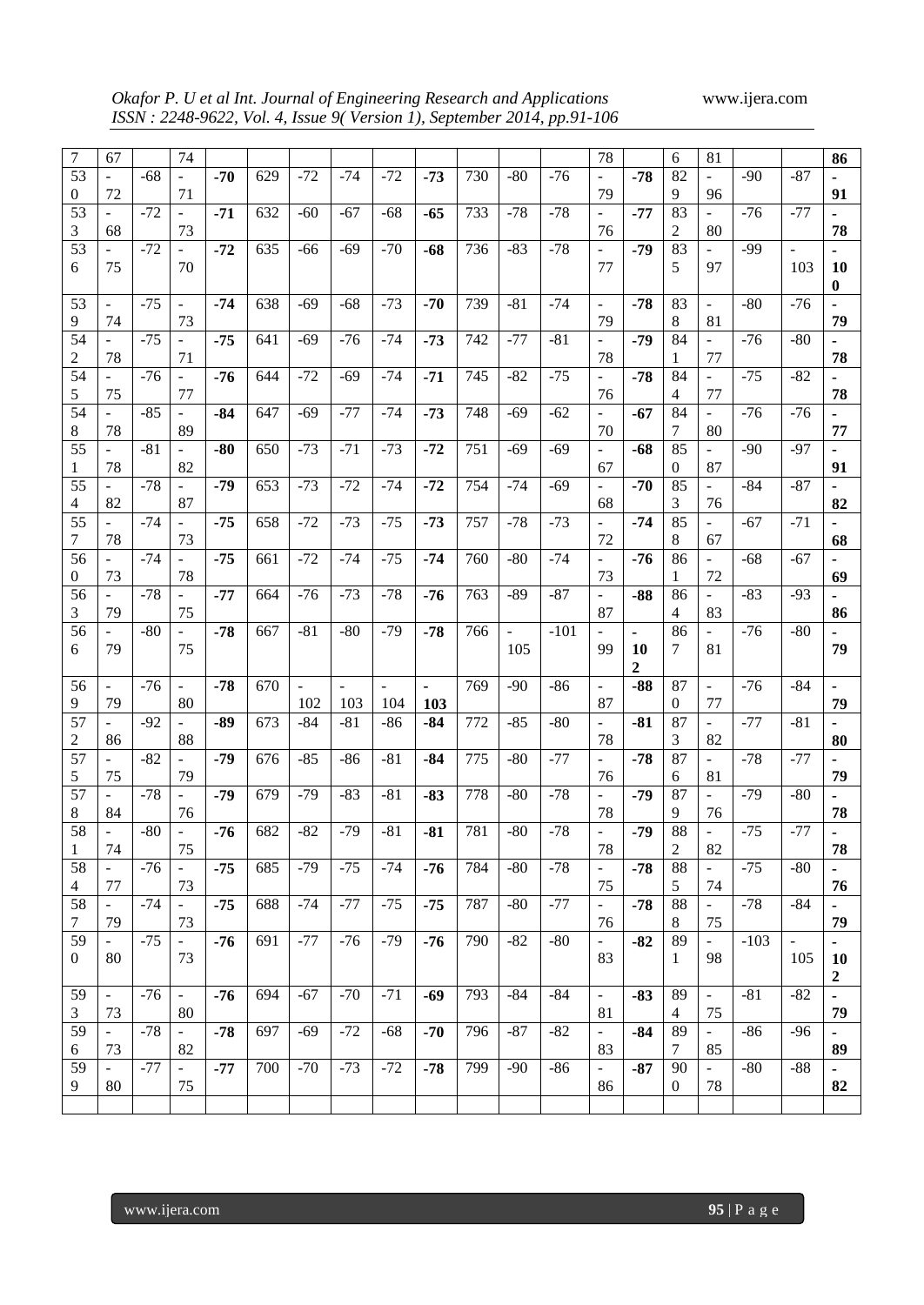| | | | | | | | | | | | | | | | | | | | |
|---|---|---|---|---|---|---|---|---|---|---|---|---|---|---|---|---|---|---|---|
| 7 | 67 | | 74 | | | | | | | | | | 78 | | 6 | 81 | | | **86** |
| 530 | -72 | -68 | -71 | **-70** | 629 | -72 | -74 | -72 | **-73** | 730 | -80 | -76 | -79 | **-78** | 829 | -96 | -90 | -87 | **-91** |
| 533 | -68 | -72 | -73 | **-71** | 632 | -60 | -67 | -68 | **-65** | 733 | -78 | -78 | -76 | **-77** | 832 | -80 | -76 | -77 | **-78** |
| 536 | -75 | -72 | -70 | **-72** | 635 | -66 | -69 | -70 | **-68** | 736 | -83 | -78 | -77 | **-79** | 835 | -97 | -99 | -103 | **-100** |
| 539 | -74 | -75 | -73 | **-74** | 638 | -69 | -68 | -73 | **-70** | 739 | -81 | -74 | -79 | **-78** | 838 | -81 | -80 | -76 | **-79** |
| 542 | -78 | -75 | -71 | **-75** | 641 | -69 | -76 | -74 | **-73** | 742 | -77 | -81 | -78 | **-79** | 841 | -77 | -76 | -80 | **-78** |
| 545 | -75 | -76 | -77 | **-76** | 644 | -72 | -69 | -74 | **-71** | 745 | -82 | -75 | -76 | **-78** | 844 | -77 | -75 | -82 | **-78** |
| 548 | -78 | -85 | -89 | **-84** | 647 | -69 | -77 | -74 | **-73** | 748 | -69 | -62 | -70 | **-67** | 847 | -80 | -76 | -76 | **-77** |
| 551 | -78 | -81 | -82 | **-80** | 650 | -73 | -71 | -73 | **-72** | 751 | -69 | -69 | -67 | **-68** | 850 | -87 | -90 | -97 | **-91** |
| 554 | -82 | -78 | -87 | **-79** | 653 | -73 | -72 | -74 | **-72** | 754 | -74 | -69 | -68 | **-70** | 853 | -76 | -84 | -87 | **-82** |
| 557 | -78 | -74 | -73 | **-75** | 658 | -72 | -73 | -75 | **-73** | 757 | -78 | -73 | -72 | **-74** | 858 | -67 | -67 | -71 | **-68** |
| 560 | -73 | -74 | -78 | **-75** | 661 | -72 | -74 | -75 | **-74** | 760 | -80 | -74 | -73 | **-76** | 861 | -72 | -68 | -67 | **-69** |
| 563 | -79 | -78 | -75 | **-77** | 664 | -76 | -73 | -78 | **-76** | 763 | -89 | -87 | -87 | **-88** | 864 | -83 | -83 | -93 | **-86** |
| 566 | -79 | -80 | -75 | **-78** | 667 | -81 | -80 | -79 | **-78** | 766 | -105 | -101 | -99 | **-102** | 867 | -81 | -76 | -80 | **-79** |
| 569 | -79 | -76 | -80 | **-78** | 670 | -102 | -103 | -104 | **-103** | 769 | -90 | -86 | -87 | **-88** | 870 | -77 | -76 | -84 | **-79** |
| 572 | -86 | -92 | -88 | **-89** | 673 | -84 | -81 | -86 | **-84** | 772 | -85 | -80 | -78 | **-81** | 873 | -82 | -77 | -81 | **-80** |
| 575 | -75 | -82 | -79 | **-79** | 676 | -85 | -86 | -81 | **-84** | 775 | -80 | -77 | -76 | **-78** | 876 | -81 | -78 | -77 | **-79** |
| 578 | -84 | -78 | -76 | **-79** | 679 | -79 | -83 | -81 | **-83** | 778 | -80 | -78 | -78 | **-79** | 879 | -76 | -79 | -80 | **-78** |
| 581 | -74 | -80 | -75 | **-76** | 682 | -82 | -79 | -81 | **-81** | 781 | -80 | -78 | -78 | **-79** | 882 | -82 | -75 | -77 | **-78** |
| 584 | -77 | -76 | -73 | **-75** | 685 | -79 | -75 | -74 | **-76** | 784 | -80 | -78 | -75 | **-78** | 885 | -74 | -75 | -80 | **-76** |
| 587 | -79 | -74 | -73 | **-75** | 688 | -74 | -77 | -75 | **-75** | 787 | -80 | -77 | -76 | **-78** | 888 | -75 | -78 | -84 | **-79** |
| 590 | -80 | -75 | -73 | **-76** | 691 | -77 | -76 | -79 | **-76** | 790 | -82 | -80 | -83 | **-82** | 891 | -98 | -103 | -105 | **-102** |
| 593 | -73 | -76 | -80 | **-76** | 694 | -67 | -70 | -71 | **-69** | 793 | -84 | -84 | -81 | **-83** | 894 | -75 | -81 | -82 | **-79** |
| 596 | -73 | -78 | -82 | **-78** | 697 | -69 | -72 | -68 | **-70** | 796 | -87 | -82 | -83 | **-84** | 897 | -85 | -86 | -96 | **-89** |
| 599 | -80 | -77 | -75 | **-77** | 700 | -70 | -73 | -72 | **-78** | 799 | -90 | -86 | -86 | **-87** | 900 | -78 | -80 | -88 | **-82** |
| | | | | | | | | | | | | | | | | | | | |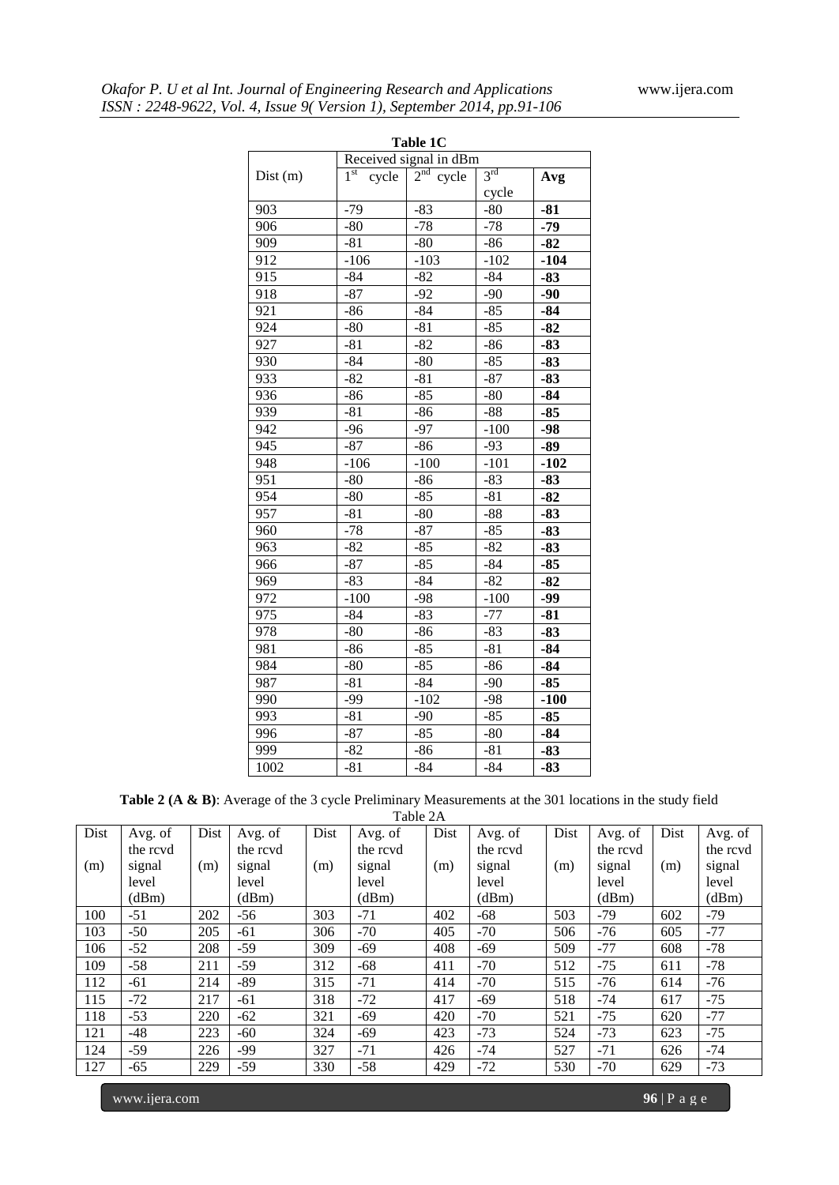**Table 1C**

| Dist (m) | Received signal in dBm | | | |
|---|---|---|---|---|
| | 1st cycle | 2nd cycle | 3rd cycle | **Avg** |
| 903 | -79 | -83 | -80 | **-81** |
| 906 | -80 | -78 | -78 | **-79** |
| 909 | -81 | -80 | -86 | **-82** |
| 912 | -106 | -103 | -102 | **-104** |
| 915 | -84 | -82 | -84 | **-83** |
| 918 | -87 | -92 | -90 | **-90** |
| 921 | -86 | -84 | -85 | **-84** |
| 924 | -80 | -81 | -85 | **-82** |
| 927 | -81 | -82 | -86 | **-83** |
| 930 | -84 | -80 | -85 | **-83** |
| 933 | -82 | -81 | -87 | **-83** |
| 936 | -86 | -85 | -80 | **-84** |
| 939 | -81 | -86 | -88 | **-85** |
| 942 | -96 | -97 | -100 | **-98** |
| 945 | -87 | -86 | -93 | **-89** |
| 948 | -106 | -100 | -101 | **-102** |
| 951 | -80 | -86 | -83 | **-83** |
| 954 | -80 | -85 | -81 | **-82** |
| 957 | -81 | -80 | -88 | **-83** |
| 960 | -78 | -87 | -85 | **-83** |
| 963 | -82 | -85 | -82 | **-83** |
| 966 | -87 | -85 | -84 | **-85** |
| 969 | -83 | -84 | -82 | **-82** |
| 972 | -100 | -98 | -100 | **-99** |
| 975 | -84 | -83 | -77 | **-81** |
| 978 | -80 | -86 | -83 | **-83** |
| 981 | -86 | -85 | -81 | **-84** |
| 984 | -80 | -85 | -86 | **-84** |
| 987 | -81 | -84 | -90 | **-85** |
| 990 | -99 | -102 | -98 | **-100** |
| 993 | -81 | -90 | -85 | **-85** |
| 996 | -87 | -85 | -80 | **-84** |
| 999 | -82 | -86 | -81 | **-83** |
| 1002 | -81 | -84 | -84 | **-83** |

**Table 2 (A & B)**: Average of the 3 cycle Preliminary Measurements at the 301 locations in the study field

Table 2A

| Dist (m) | Avg. of the rcvd signal level (dBm) | Dist (m) | Avg. of the rcvd signal level (dBm) | Dist (m) | Avg. of the rcvd signal level (dBm) | Dist (m) | Avg. of the rcvd signal level (dBm) | Dist (m) | Avg. of the rcvd signal level (dBm) | Dist (m) | Avg. of the rcvd signal level (dBm) |
|---|---|---|---|---|---|---|---|---|---|---|---|
| 100 | -51 | 202 | -56 | 303 | -71 | 402 | -68 | 503 | -79 | 602 | -79 |
| 103 | -50 | 205 | -61 | 306 | -70 | 405 | -70 | 506 | -76 | 605 | -77 |
| 106 | -52 | 208 | -59 | 309 | -69 | 408 | -69 | 509 | -77 | 608 | -78 |
| 109 | -58 | 211 | -59 | 312 | -68 | 411 | -70 | 512 | -75 | 611 | -78 |
| 112 | -61 | 214 | -89 | 315 | -71 | 414 | -70 | 515 | -76 | 614 | -76 |
| 115 | -72 | 217 | -61 | 318 | -72 | 417 | -69 | 518 | -74 | 617 | -75 |
| 118 | -53 | 220 | -62 | 321 | -69 | 420 | -70 | 521 | -75 | 620 | -77 |
| 121 | -48 | 223 | -60 | 324 | -69 | 423 | -73 | 524 | -73 | 623 | -75 |
| 124 | -59 | 226 | -99 | 327 | -71 | 426 | -74 | 527 | -71 | 626 | -74 |
| 127 | -65 | 229 | -59 | 330 | -58 | 429 | -72 | 530 | -70 | 629 | -73 |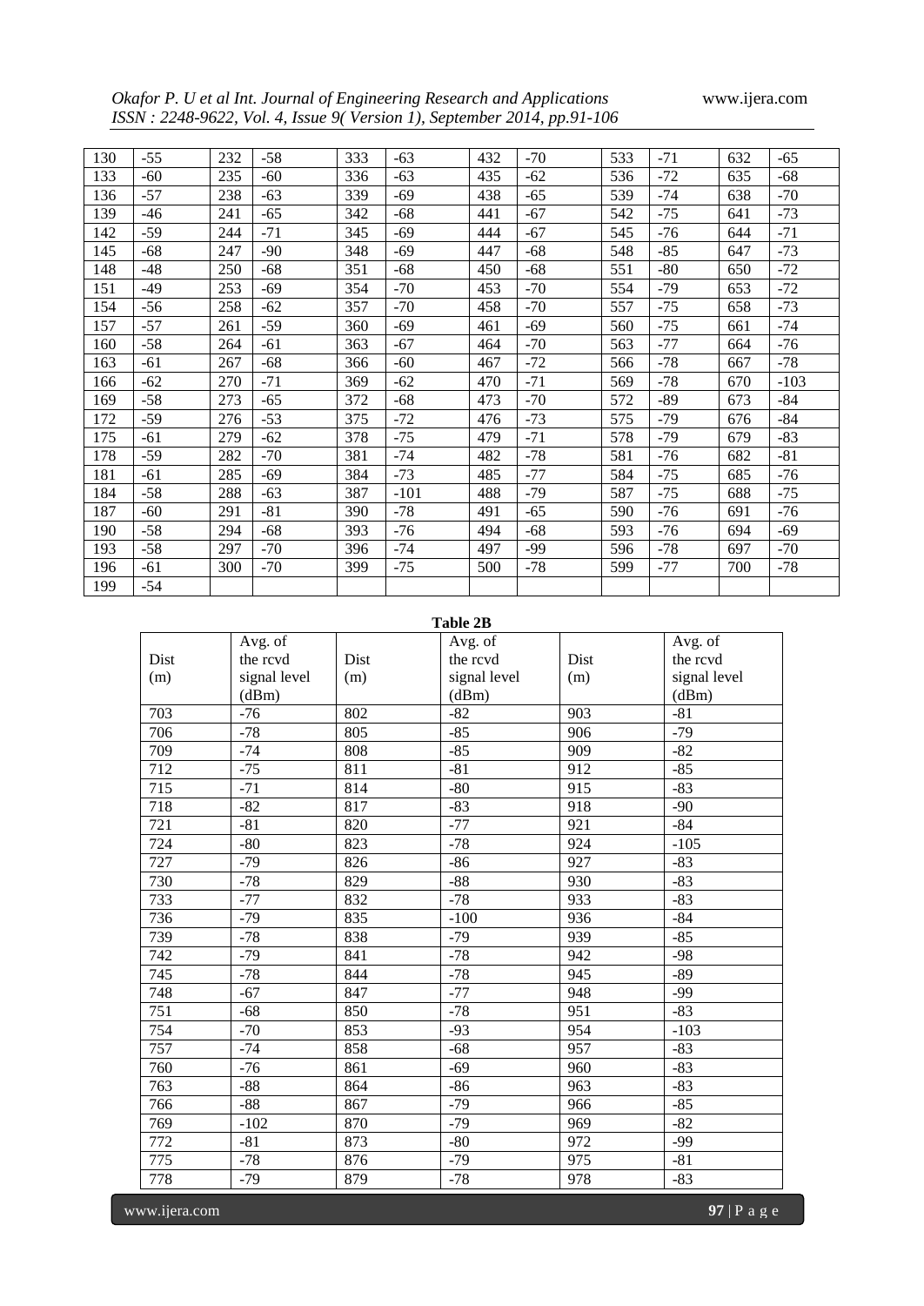| 130 | -55 | 232 | -58 | 333 | -63 | 432 | -70 | 533 | -71 | 632 | -65 |
|---|---|---|---|---|---|---|---|---|---|---|---|
| 133 | -60 | 235 | -60 | 336 | -63 | 435 | -62 | 536 | -72 | 635 | -68 |
| 136 | -57 | 238 | -63 | 339 | -69 | 438 | -65 | 539 | -74 | 638 | -70 |
| 139 | -46 | 241 | -65 | 342 | -68 | 441 | -67 | 542 | -75 | 641 | -73 |
| 142 | -59 | 244 | -71 | 345 | -69 | 444 | -67 | 545 | -76 | 644 | -71 |
| 145 | -68 | 247 | -90 | 348 | -69 | 447 | -68 | 548 | -85 | 647 | -73 |
| 148 | -48 | 250 | -68 | 351 | -68 | 450 | -68 | 551 | -80 | 650 | -72 |
| 151 | -49 | 253 | -69 | 354 | -70 | 453 | -70 | 554 | -79 | 653 | -72 |
| 154 | -56 | 258 | -62 | 357 | -70 | 458 | -70 | 557 | -75 | 658 | -73 |
| 157 | -57 | 261 | -59 | 360 | -69 | 461 | -69 | 560 | -75 | 661 | -74 |
| 160 | -58 | 264 | -61 | 363 | -67 | 464 | -70 | 563 | -77 | 664 | -76 |
| 163 | -61 | 267 | -68 | 366 | -60 | 467 | -72 | 566 | -78 | 667 | -78 |
| 166 | -62 | 270 | -71 | 369 | -62 | 470 | -71 | 569 | -78 | 670 | -103 |
| 169 | -58 | 273 | -65 | 372 | -68 | 473 | -70 | 572 | -89 | 673 | -84 |
| 172 | -59 | 276 | -53 | 375 | -72 | 476 | -73 | 575 | -79 | 676 | -84 |
| 175 | -61 | 279 | -62 | 378 | -75 | 479 | -71 | 578 | -79 | 679 | -83 |
| 178 | -59 | 282 | -70 | 381 | -74 | 482 | -78 | 581 | -76 | 682 | -81 |
| 181 | -61 | 285 | -69 | 384 | -73 | 485 | -77 | 584 | -75 | 685 | -76 |
| 184 | -58 | 288 | -63 | 387 | -101 | 488 | -79 | 587 | -75 | 688 | -75 |
| 187 | -60 | 291 | -81 | 390 | -78 | 491 | -65 | 590 | -76 | 691 | -76 |
| 190 | -58 | 294 | -68 | 393 | -76 | 494 | -68 | 593 | -76 | 694 | -69 |
| 193 | -58 | 297 | -70 | 396 | -74 | 497 | -99 | 596 | -78 | 697 | -70 |
| 196 | -61 | 300 | -70 | 399 | -75 | 500 | -78 | 599 | -77 | 700 | -78 |
| 199 | -54 | | | | | | | | | | |

**Table 2B**

| Dist (m) | Avg. of the rcvd signal level (dBm) | Dist (m) | Avg. of the rcvd signal level (dBm) | Dist (m) | Avg. of the rcvd signal level (dBm) |
|---|---|---|---|---|---|
| 703 | -76 | 802 | -82 | 903 | -81 |
| 706 | -78 | 805 | -85 | 906 | -79 |
| 709 | -74 | 808 | -85 | 909 | -82 |
| 712 | -75 | 811 | -81 | 912 | -85 |
| 715 | -71 | 814 | -80 | 915 | -83 |
| 718 | -82 | 817 | -83 | 918 | -90 |
| 721 | -81 | 820 | -77 | 921 | -84 |
| 724 | -80 | 823 | -78 | 924 | -105 |
| 727 | -79 | 826 | -86 | 927 | -83 |
| 730 | -78 | 829 | -88 | 930 | -83 |
| 733 | -77 | 832 | -78 | 933 | -83 |
| 736 | -79 | 835 | -100 | 936 | -84 |
| 739 | -78 | 838 | -79 | 939 | -85 |
| 742 | -79 | 841 | -78 | 942 | -98 |
| 745 | -78 | 844 | -78 | 945 | -89 |
| 748 | -67 | 847 | -77 | 948 | -99 |
| 751 | -68 | 850 | -78 | 951 | -83 |
| 754 | -70 | 853 | -93 | 954 | -103 |
| 757 | -74 | 858 | -68 | 957 | -83 |
| 760 | -76 | 861 | -69 | 960 | -83 |
| 763 | -88 | 864 | -86 | 963 | -83 |
| 766 | -88 | 867 | -79 | 966 | -85 |
| 769 | -102 | 870 | -79 | 969 | -82 |
| 772 | -81 | 873 | -80 | 972 | -99 |
| 775 | -78 | 876 | -79 | 975 | -81 |
| 778 | -79 | 879 | -78 | 978 | -83 |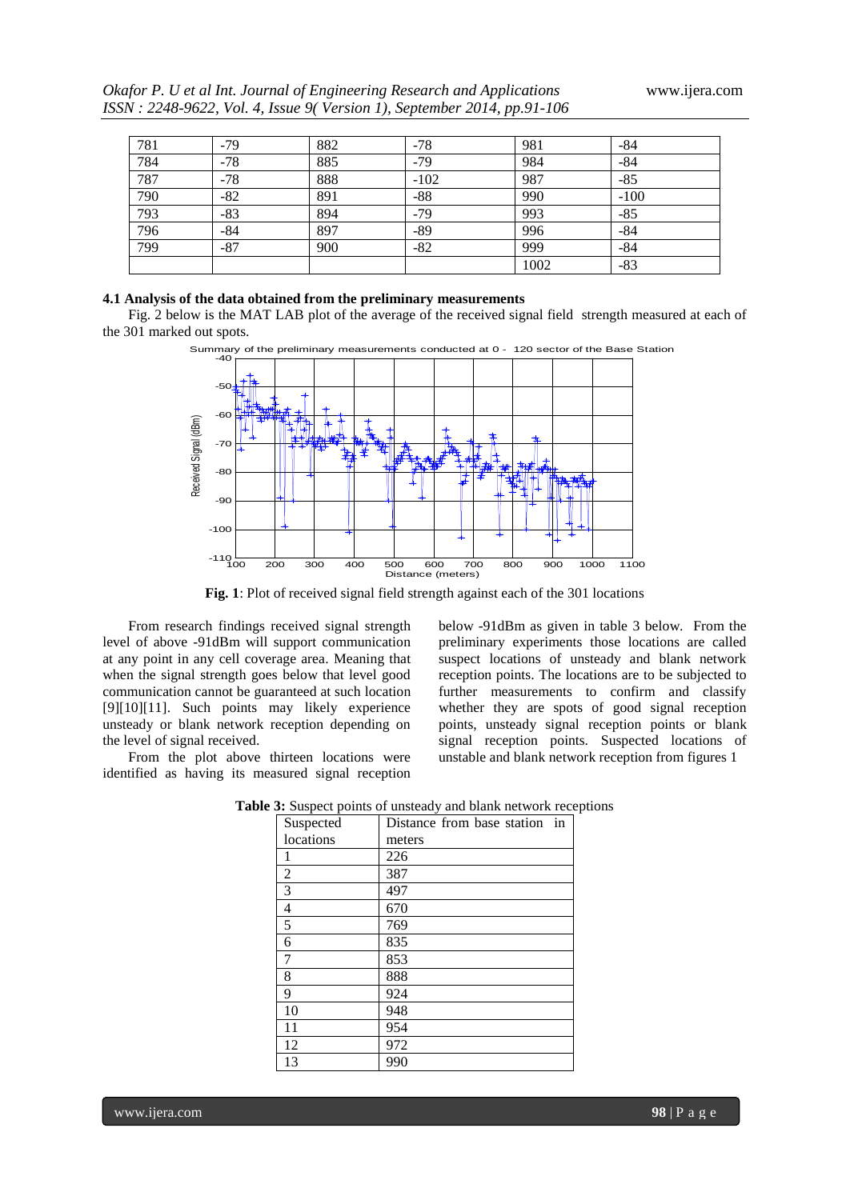| 781 | -79 | 882 | -78 | 981 | -84 |
|---|---|---|---|---|---|
| 784 | -78 | 885 | -79 | 984 | -84 |
| 787 | -78 | 888 | -102 | 987 | -85 |
| 790 | -82 | 891 | -88 | 990 | -100 |
| 793 | -83 | 894 | -79 | 993 | -85 |
| 796 | -84 | 897 | -89 | 996 | -84 |
| 799 | -87 | 900 | -82 | 999 | -84 |
| | | | | 1002 | -83 |

### 4.1 Analysis of the data obtained from the preliminary measurements

Fig. 2 below is the MAT LAB plot of the average of the received signal field strength measured at each of the 301 marked out spots.

**Fig. 1**: Plot of received signal field strength against each of the 301 locations

From research findings received signal strength level of above -91dBm will support communication at any point in any cell coverage area. Meaning that when the signal strength goes below that level good communication cannot be guaranteed at such location [9][10][11]. Such points may likely experience unsteady or blank network reception depending on the level of signal received.

From the plot above thirteen locations were identified as having its measured signal reception below -91dBm as given in table 3 below. From the preliminary experiments those locations are called suspect locations of unsteady and blank network reception points. The locations are to be subjected to further measurements to confirm and classify whether they are spots of good signal reception points, unsteady signal reception points or blank signal reception points. Suspected locations of unstable and blank network reception from figures 1

**Table 3:** Suspect points of unsteady and blank network receptions

| Suspected locations | Distance from base station in meters |
|---|---|
| 1 | 226 |
| 2 | 387 |
| 3 | 497 |
| 4 | 670 |
| 5 | 769 |
| 6 | 835 |
| 7 | 853 |
| 8 | 888 |
| 9 | 924 |
| 10 | 948 |
| 11 | 954 |
| 12 | 972 |
| 13 | 990 |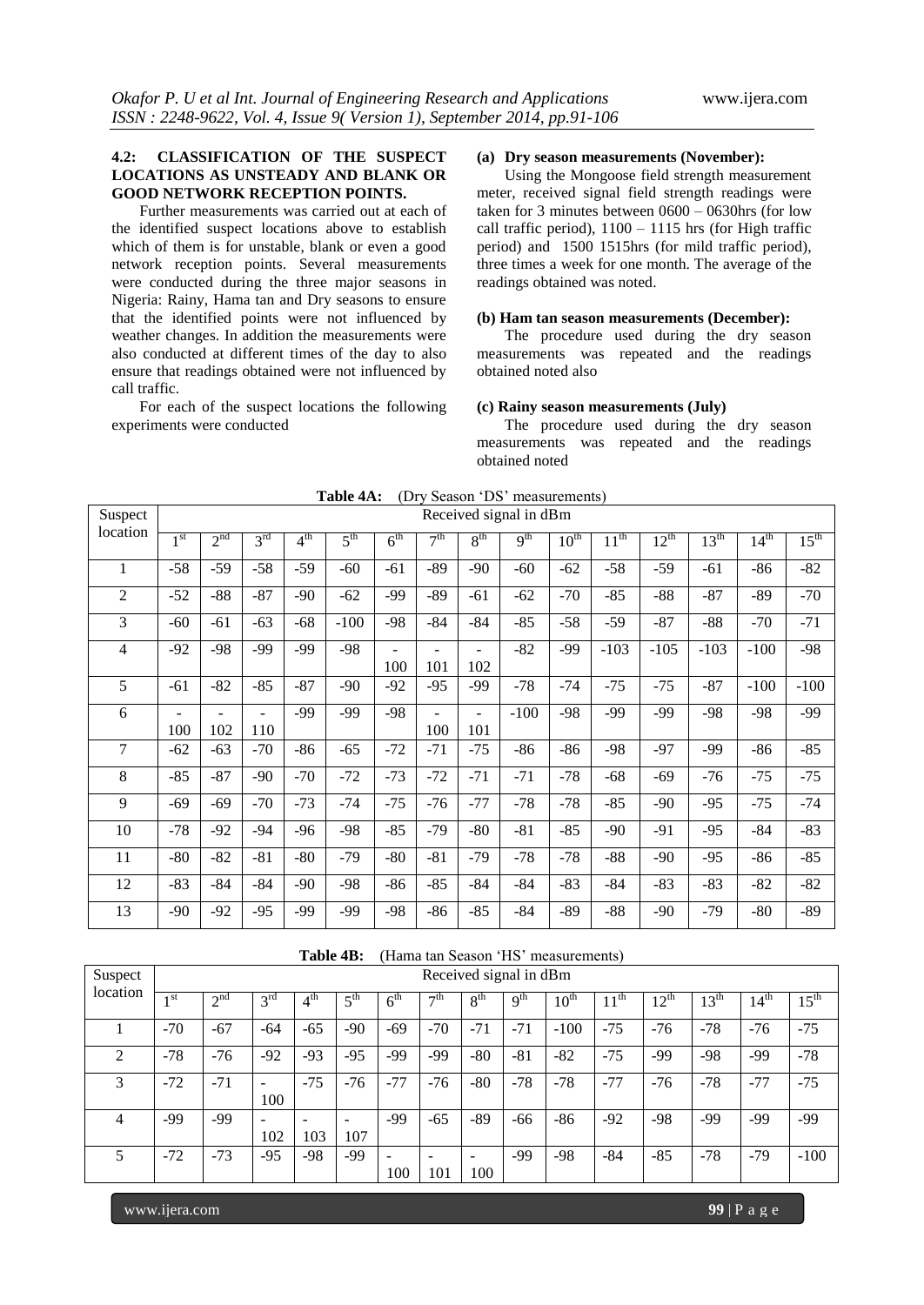### 4.2: CLASSIFICATION OF THE SUSPECT LOCATIONS AS UNSTEADY AND BLANK OR GOOD NETWORK RECEPTION POINTS.

Further measurements was carried out at each of the identified suspect locations above to establish which of them is for unstable, blank or even a good network reception points. Several measurements were conducted during the three major seasons in Nigeria: Rainy, Hama tan and Dry seasons to ensure that the identified points were not influenced by weather changes. In addition the measurements were also conducted at different times of the day to also ensure that readings obtained were not influenced by call traffic.

For each of the suspect locations the following experiments were conducted

**(a) Dry season measurements (November):**

Using the Mongoose field strength measurement meter, received signal field strength readings were taken for 3 minutes between 0600 – 0630hrs (for low call traffic period), 1100 – 1115 hrs (for High traffic period) and 1500 1515hrs (for mild traffic period), three times a week for one month. The average of the readings obtained was noted.

**(b) Ham tan season measurements (December):**

The procedure used during the dry season measurements was repeated and the readings obtained noted also

**(c) Rainy season measurements (July)**

The procedure used during the dry season measurements was repeated and the readings obtained noted

**Table 4A:** (Dry Season 'DS' measurements)

| Suspect location | Received signal in dBm | | | | | | | | | | | | | | |
|---|---|---|---|---|---|---|---|---|---|---|---|---|---|---|---|
| | 1st | 2nd | 3rd | 4th | 5th | 6th | 7th | 8th | 9th | 10th | 11th | 12th | 13th | 14th | 15th |
| 1 | -58 | -59 | -58 | -59 | -60 | -61 | -89 | -90 | -60 | -62 | -58 | -59 | -61 | -86 | -82 |
| 2 | -52 | -88 | -87 | -90 | -62 | -99 | -89 | -61 | -62 | -70 | -85 | -88 | -87 | -89 | -70 |
| 3 | -60 | -61 | -63 | -68 | -100 | -98 | -84 | -84 | -85 | -58 | -59 | -87 | -88 | -70 | -71 |
| 4 | -92 | -98 | -99 | -99 | -98 | -100 | -101 | -102 | -82 | -99 | -103 | -105 | -103 | -100 | -98 |
| 5 | -61 | -82 | -85 | -87 | -90 | -92 | -95 | -99 | -78 | -74 | -75 | -75 | -87 | -100 | -100 |
| 6 | -100 | -102 | -110 | -99 | -99 | -98 | -100 | -101 | -100 | -98 | -99 | -99 | -98 | -98 | -99 |
| 7 | -62 | -63 | -70 | -86 | -65 | -72 | -71 | -75 | -86 | -86 | -98 | -97 | -99 | -86 | -85 |
| 8 | -85 | -87 | -90 | -70 | -72 | -73 | -72 | -71 | -71 | -78 | -68 | -69 | -76 | -75 | -75 |
| 9 | -69 | -69 | -70 | -73 | -74 | -75 | -76 | -77 | -78 | -78 | -85 | -90 | -95 | -75 | -74 |
| 10 | -78 | -92 | -94 | -96 | -98 | -85 | -79 | -80 | -81 | -85 | -90 | -91 | -95 | -84 | -83 |
| 11 | -80 | -82 | -81 | -80 | -79 | -80 | -81 | -79 | -78 | -78 | -88 | -90 | -95 | -86 | -85 |
| 12 | -83 | -84 | -84 | -90 | -98 | -86 | -85 | -84 | -84 | -83 | -84 | -83 | -83 | -82 | -82 |
| 13 | -90 | -92 | -95 | -99 | -99 | -98 | -86 | -85 | -84 | -89 | -88 | -90 | -79 | -80 | -89 |

**Table 4B:** (Hama tan Season 'HS' measurements)

| Suspect location | Received signal in dBm | | | | | | | | | | | | | | |
|---|---|---|---|---|---|---|---|---|---|---|---|---|---|---|---|
| | 1st | 2nd | 3rd | 4th | 5th | 6th | 7th | 8th | 9th | 10th | 11th | 12th | 13th | 14th | 15th |
| 1 | -70 | -67 | -64 | -65 | -90 | -69 | -70 | -71 | -71 | -100 | -75 | -76 | -78 | -76 | -75 |
| 2 | -78 | -76 | -92 | -93 | -95 | -99 | -99 | -80 | -81 | -82 | -75 | -99 | -98 | -99 | -78 |
| 3 | -72 | -71 | -100 | -75 | -76 | -77 | -76 | -80 | -78 | -78 | -77 | -76 | -78 | -77 | -75 |
| 4 | -99 | -99 | -102 | -103 | -107 | -99 | -65 | -89 | -66 | -86 | -92 | -98 | -99 | -99 | -99 |
| 5 | -72 | -73 | -95 | -98 | -99 | -100 | -101 | -100 | -99 | -98 | -84 | -85 | -78 | -79 | -100 |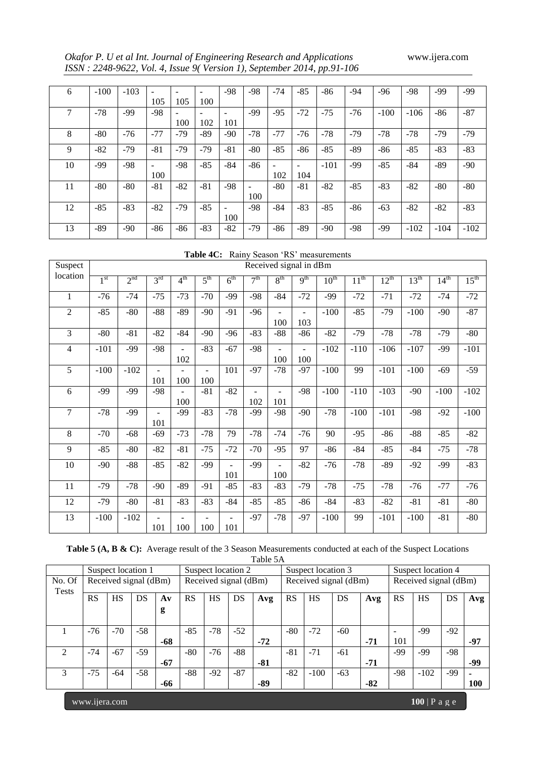| 6 | -100 | -103 | -105 | -105 | -100 | -98 | -98 | -74 | -85 | -86 | -94 | -96 | -98 | -99 | -99 |
|---|---|---|---|---|---|---|---|---|---|---|---|---|---|---|---|
| 7 | -78 | -99 | -98 | -100 | -102 | -101 | -99 | -95 | -72 | -75 | -76 | -100 | -106 | -86 | -87 |
| 8 | -80 | -76 | -77 | -79 | -89 | -90 | -78 | -77 | -76 | -78 | -79 | -78 | -78 | -79 | -79 |
| 9 | -82 | -79 | -81 | -79 | -79 | -81 | -80 | -85 | -86 | -85 | -89 | -86 | -85 | -83 | -83 |
| 10 | -99 | -98 | -100 | -98 | -85 | -84 | -86 | -102 | -104 | -101 | -99 | -85 | -84 | -89 | -90 |
| 11 | -80 | -80 | -81 | -82 | -81 | -98 | -100 | -80 | -81 | -82 | -85 | -83 | -82 | -80 | -80 |
| 12 | -85 | -83 | -82 | -79 | -85 | -100 | -98 | -84 | -83 | -85 | -86 | -63 | -82 | -82 | -83 |
| 13 | -89 | -90 | -86 | -86 | -83 | -82 | -79 | -86 | -89 | -90 | -98 | -99 | -102 | -104 | -102 |

**Table 4C:** Rainy Season 'RS' measurements

| Suspect location | Received signal in dBm | | | | | | | | | | | | | | |
|---|---|---|---|---|---|---|---|---|---|---|---|---|---|---|---|
| | 1st | 2nd | 3rd | 4th | 5th | 6th | 7th | 8th | 9th | 10th | 11th | 12th | 13th | 14th | 15th |
| 1 | -76 | -74 | -75 | -73 | -70 | -99 | -98 | -84 | -72 | -99 | -72 | -71 | -72 | -74 | -72 |
| 2 | -85 | -80 | -88 | -89 | -90 | -91 | -96 | -100 | -103 | -100 | -85 | -79 | -100 | -90 | -87 |
| 3 | -80 | -81 | -82 | -84 | -90 | -96 | -83 | -88 | -86 | -82 | -79 | -78 | -78 | -79 | -80 |
| 4 | -101 | -99 | -98 | -102 | -83 | -67 | -98 | -100 | -100 | -102 | -110 | -106 | -107 | -99 | -101 |
| 5 | -100 | -102 | -101 | -100 | -100 | 101 | -97 | -78 | -97 | -100 | 99 | -101 | -100 | -69 | -59 |
| 6 | -99 | -99 | -98 | -100 | -81 | -82 | -102 | -101 | -98 | -100 | -110 | -103 | -90 | -100 | -102 |
| 7 | -78 | -99 | -101 | -99 | -83 | -78 | -99 | -98 | -90 | -78 | -100 | -101 | -98 | -92 | -100 |
| 8 | -70 | -68 | -69 | -73 | -78 | 79 | -78 | -74 | -76 | 90 | -95 | -86 | -88 | -85 | -82 |
| 9 | -85 | -80 | -82 | -81 | -75 | -72 | -70 | -95 | 97 | -86 | -84 | -85 | -84 | -75 | -78 |
| 10 | -90 | -88 | -85 | -82 | -99 | -101 | -99 | -100 | -82 | -76 | -78 | -89 | -92 | -99 | -83 |
| 11 | -79 | -78 | -90 | -89 | -91 | -85 | -83 | -83 | -79 | -78 | -75 | -78 | -76 | -77 | -76 |
| 12 | -79 | -80 | -81 | -83 | -83 | -84 | -85 | -85 | -86 | -84 | -83 | -82 | -81 | -81 | -80 |
| 13 | -100 | -102 | -101 | -100 | -100 | -101 | -97 | -78 | -97 | -100 | 99 | -101 | -100 | -81 | -80 |

**Table 5 (A, B & C):** Average result of the 3 Season Measurements conducted at each of the Suspect Locations

Table 5A

| No. Of Tests | Suspect location 1 | | | | Suspect location 2 | | | | Suspect location 3 | | | | Suspect location 4 | | | |
|---|---|---|---|---|---|---|---|---|---|---|---|---|---|---|---|---|
| | Received signal (dBm) | | | | Received signal (dBm) | | | | Received signal (dBm) | | | | Received signal (dBm) | | | |
| | RS | HS | DS | **Avg** | RS | HS | DS | **Avg** | RS | HS | DS | **Avg** | RS | HS | DS | **Avg** |
| 1 | -76 | -70 | -58 | **-68** | -85 | -78 | -52 | **-72** | -80 | -72 | -60 | **-71** | -101 | -99 | -92 | **-97** |
| 2 | -74 | -67 | -59 | **-67** | -80 | -76 | -88 | **-81** | -81 | -71 | -61 | **-71** | -99 | -99 | -98 | **-99** |
| 3 | -75 | -64 | -58 | **-66** | -88 | -92 | -87 | **-89** | -82 | -100 | -63 | **-82** | -98 | -102 | -99 | **-100** |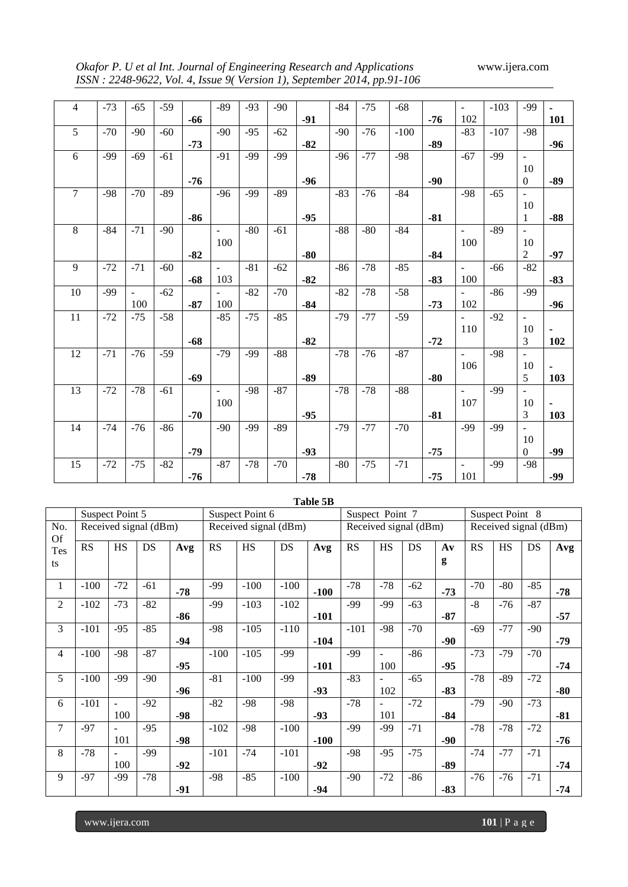| 4 | -73 | -65 | -59 | **-66** | -89 | -93 | -90 | **-91** | -84 | -75 | -68 | **-76** | -102 | -103 | -99 | **-101** |
|---|---|---|---|---|---|---|---|---|---|---|---|---|---|---|---|---|
| 5 | -70 | -90 | -60 | **-73** | -90 | -95 | -62 | **-82** | -90 | -76 | -100 | **-89** | -83 | -107 | -98 | **-96** |
| 6 | -99 | -69 | -61 | **-76** | -91 | -99 | -99 | **-96** | -96 | -77 | -98 | **-90** | -67 | -99 | -100 | **-89** |
| 7 | -98 | -70 | -89 | **-86** | -96 | -99 | -89 | **-95** | -83 | -76 | -84 | **-81** | -98 | -65 | -101 | **-88** |
| 8 | -84 | -71 | -90 | **-82** | -100 | -80 | -61 | **-80** | -88 | -80 | -84 | **-84** | -100 | -89 | -102 | **-97** |
| 9 | -72 | -71 | -60 | **-68** | -103 | -81 | -62 | **-82** | -86 | -78 | -85 | **-83** | -100 | -66 | -82 | **-83** |
| 10 | -99 | -100 | -62 | **-87** | -100 | -82 | -70 | **-84** | -82 | -78 | -58 | **-73** | -102 | -86 | -99 | **-96** |
| 11 | -72 | -75 | -58 | **-68** | -85 | -75 | -85 | **-82** | -79 | -77 | -59 | **-72** | -110 | -92 | -103 | **-102** |
| 12 | -71 | -76 | -59 | **-69** | -79 | -99 | -88 | **-89** | -78 | -76 | -87 | **-80** | -106 | -98 | -105 | **-103** |
| 13 | -72 | -78 | -61 | **-70** | -100 | -98 | -87 | **-95** | -78 | -78 | -88 | **-81** | -107 | -99 | -103 | **-103** |
| 14 | -74 | -76 | -86 | **-79** | -90 | -99 | -89 | **-93** | -79 | -77 | -70 | **-75** | -99 | -99 | -100 | **-99** |
| 15 | -72 | -75 | -82 | **-76** | -87 | -78 | -70 | **-78** | -80 | -75 | -71 | **-75** | -101 | -99 | -98 | **-99** |

**Table 5B**

| | Suspect Point 5 | | | | Suspect Point 6 | | | | Suspect Point 7 | | | | Suspect Point 8 | | | |
|---|---|---|---|---|---|---|---|---|---|---|---|---|---|---|---|---|
| No. Of Tests | Received signal (dBm) | | | | Received signal (dBm) | | | | Received signal (dBm) | | | | Received signal (dBm) | | | |
| | RS | HS | DS | **Avg** | RS | HS | DS | **Avg** | RS | HS | DS | **Avg** | RS | HS | DS | **Avg** |
| 1 | -100 | -72 | -61 | **-78** | -99 | -100 | -100 | **-100** | -78 | -78 | -62 | **-73** | -70 | -80 | -85 | **-78** |
| 2 | -102 | -73 | -82 | **-86** | -99 | -103 | -102 | **-101** | -99 | -99 | -63 | **-87** | -8 | -76 | -87 | **-57** |
| 3 | -101 | -95 | -85 | **-94** | -98 | -105 | -110 | **-104** | -101 | -98 | -70 | **-90** | -69 | -77 | -90 | **-79** |
| 4 | -100 | -98 | -87 | **-95** | -100 | -105 | -99 | **-101** | -99 | -100 | -86 | **-95** | -73 | -79 | -70 | **-74** |
| 5 | -100 | -99 | -90 | **-96** | -81 | -100 | -99 | **-93** | -83 | -102 | -65 | **-83** | -78 | -89 | -72 | **-80** |
| 6 | -101 | -100 | -92 | **-98** | -82 | -98 | -98 | **-93** | -78 | -101 | -72 | **-84** | -79 | -90 | -73 | **-81** |
| 7 | -97 | -101 | -95 | **-98** | -102 | -98 | -100 | **-100** | -99 | -99 | -71 | **-90** | -78 | -78 | -72 | **-76** |
| 8 | -78 | -100 | -99 | **-92** | -101 | -74 | -101 | **-92** | -98 | -95 | -75 | **-89** | -74 | -77 | -71 | **-74** |
| 9 | -97 | -99 | -78 | **-91** | -98 | -85 | -100 | **-94** | -90 | -72 | -86 | **-83** | -76 | -76 | -71 | **-74** |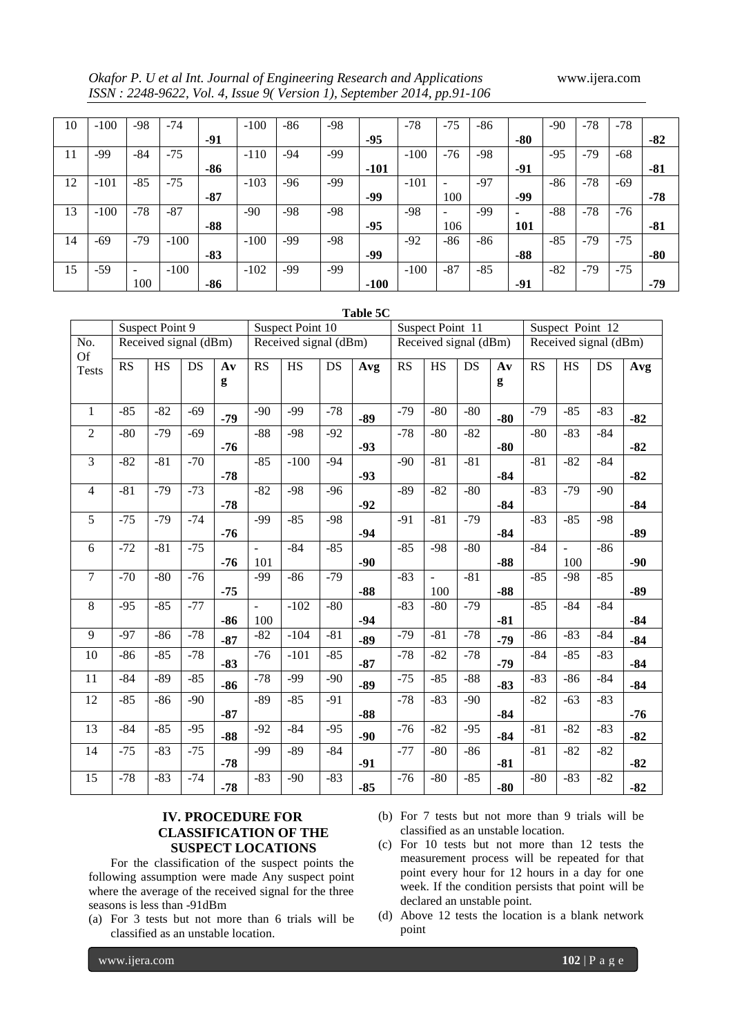| 10 | -100 | -98 | -74 | -91 | -100 | -86 | -98 | -95 | -78 | -75 | -86 | -80 | -90 | -78 | -78 | -82 |
|---|---|---|---|---|---|---|---|---|---|---|---|---|---|---|---|---|
| 11 | -99 | -84 | -75 | -86 | -110 | -94 | -99 | -101 | -100 | -76 | -98 | -91 | -95 | -79 | -68 | -81 |
| 12 | -101 | -85 | -75 | -87 | -103 | -96 | -99 | -99 | -101 | -100 | -97 | -99 | -86 | -78 | -69 | -78 |
| 13 | -100 | -78 | -87 | -88 | -90 | -98 | -98 | -95 | -98 | -106 | -99 | -101 | -88 | -78 | -76 | -81 |
| 14 | -69 | -79 | -100 | -83 | -100 | -99 | -98 | -99 | -92 | -86 | -86 | -88 | -85 | -79 | -75 | -80 |
| 15 | -59 | -100 | -100 | -86 | -102 | -99 | -99 | -100 | -100 | -87 | -85 | -91 | -82 | -79 | -75 | -79 |

**Table 5C**

| | Suspect Point 9 | | | | Suspect Point 10 | | | | Suspect Point 11 | | | | Suspect Point 12 | | | |
|---|---|---|---|---|---|---|---|---|---|---|---|---|---|---|---|---|
| No. Of Tests | Received signal (dBm) | | | | Received signal (dBm) | | | | Received signal (dBm) | | | | Received signal (dBm) | | | |
| | RS | HS | DS | Avg | RS | HS | DS | Avg | RS | HS | DS | Avg | RS | HS | DS | Avg |
| 1 | -85 | -82 | -69 | **-79** | -90 | -99 | -78 | **-89** | -79 | -80 | -80 | **-80** | -79 | -85 | -83 | **-82** |
| 2 | -80 | -79 | -69 | **-76** | -88 | -98 | -92 | **-93** | -78 | -80 | -82 | **-80** | -80 | -83 | -84 | **-82** |
| 3 | -82 | -81 | -70 | **-78** | -85 | -100 | -94 | **-93** | -90 | -81 | -81 | **-84** | -81 | -82 | -84 | **-82** |
| 4 | -81 | -79 | -73 | **-78** | -82 | -98 | -96 | **-92** | -89 | -82 | -80 | **-84** | -83 | -79 | -90 | **-84** |
| 5 | -75 | -79 | -74 | **-76** | -99 | -85 | -98 | **-94** | -91 | -81 | -79 | **-84** | -83 | -85 | -98 | **-89** |
| 6 | -72 | -81 | -75 | **-76** | -101 | -84 | -85 | **-90** | -85 | -98 | -80 | **-88** | -84 | -100 | -86 | **-90** |
| 7 | -70 | -80 | -76 | **-75** | -99 | -86 | -79 | **-88** | -83 | -100 | -81 | **-88** | -85 | -98 | -85 | **-89** |
| 8 | -95 | -85 | -77 | **-86** | -100 | -102 | -80 | **-94** | -83 | -80 | -79 | **-81** | -85 | -84 | -84 | **-84** |
| 9 | -97 | -86 | -78 | **-87** | -82 | -104 | -81 | **-89** | -79 | -81 | -78 | **-79** | -86 | -83 | -84 | **-84** |
| 10 | -86 | -85 | -78 | **-83** | -76 | -101 | -85 | **-87** | -78 | -82 | -78 | **-79** | -84 | -85 | -83 | **-84** |
| 11 | -84 | -89 | -85 | **-86** | -78 | -99 | -90 | **-89** | -75 | -85 | -88 | **-83** | -83 | -86 | -84 | **-84** |
| 12 | -85 | -86 | -90 | **-87** | -89 | -85 | -91 | **-88** | -78 | -83 | -90 | **-84** | -82 | -63 | -83 | **-76** |
| 13 | -84 | -85 | -95 | **-88** | -92 | -84 | -95 | **-90** | -76 | -82 | -95 | **-84** | -81 | -82 | -83 | **-82** |
| 14 | -75 | -83 | -75 | **-78** | -99 | -89 | -84 | **-91** | -77 | -80 | -86 | **-81** | -81 | -82 | -82 | **-82** |
| 15 | -78 | -83 | -74 | **-78** | -83 | -90 | -83 | **-85** | -76 | -80 | -85 | **-80** | -80 | -83 | -82 | **-82** |

## IV. PROCEDURE FOR CLASSIFICATION OF THE SUSPECT LOCATIONS

For the classification of the suspect points the following assumption were made Any suspect point where the average of the received signal for the three seasons is less than -91dBm

(a) For 3 tests but not more than 6 trials will be classified as an unstable location.
(b) For 7 tests but not more than 9 trials will be classified as an unstable location.
(c) For 10 tests but not more than 12 tests the measurement process will be repeated for that point every hour for 12 hours in a day for one week. If the condition persists that point will be declared an unstable point.
(d) Above 12 tests the location is a blank network point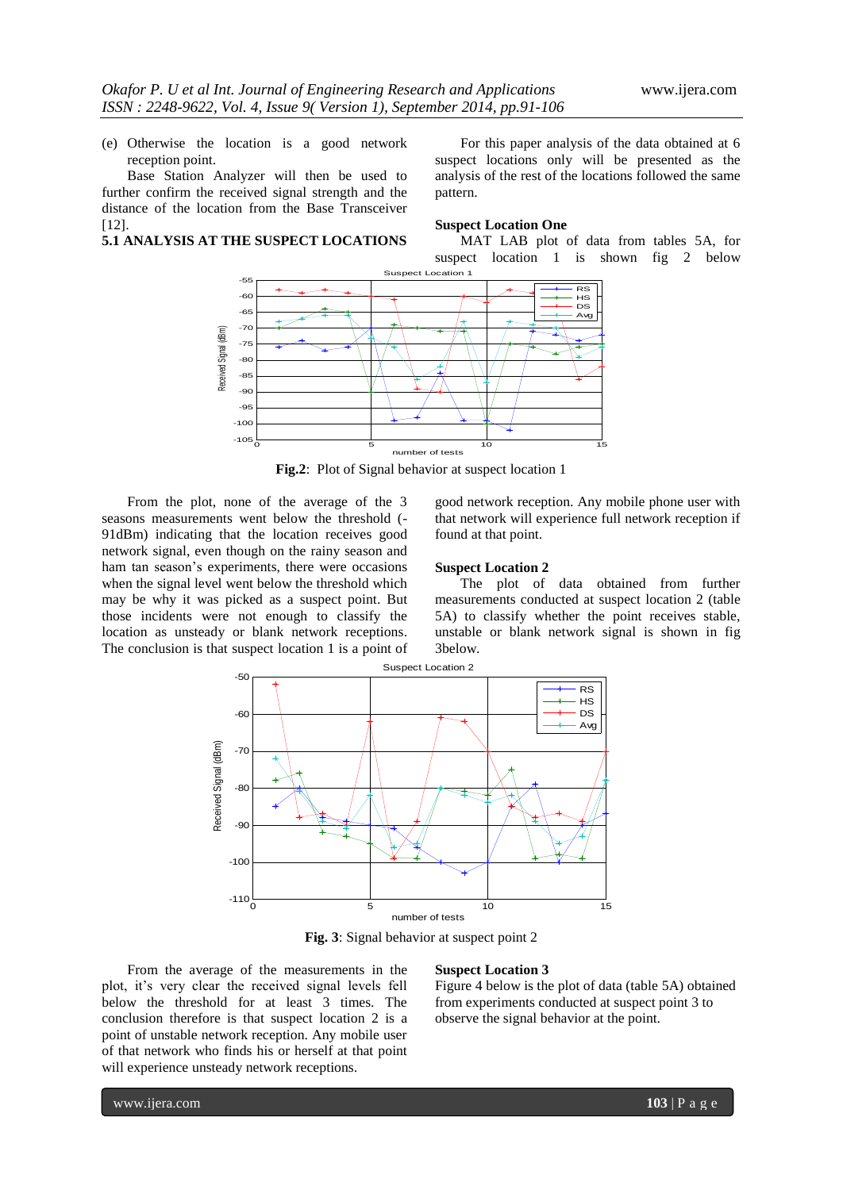(e) Otherwise the location is a good network reception point.

Base Station Analyzer will then be used to further confirm the received signal strength and the distance of the location from the Base Transceiver [12].

## 5.1 ANALYSIS AT THE SUSPECT LOCATIONS

For this paper analysis of the data obtained at 6 suspect locations only will be presented as the analysis of the rest of the locations followed the same pattern.

### Suspect Location One

MAT LAB plot of data from tables 5A, for suspect location 1 is shown fig 2 below

**Fig.2**: Plot of Signal behavior at suspect location 1

From the plot, none of the average of the 3 seasons measurements went below the threshold (-91dBm) indicating that the location receives good network signal, even though on the rainy season and ham tan season's experiments, there were occasions when the signal level went below the threshold which may be why it was picked as a suspect point. But those incidents were not enough to classify the location as unsteady or blank network receptions. The conclusion is that suspect location 1 is a point of good network reception. Any mobile phone user with that network will experience full network reception if found at that point.

### Suspect Location 2

The plot of data obtained from further measurements conducted at suspect location 2 (table 5A) to classify whether the point receives stable, unstable or blank network signal is shown in fig 3below.

**Fig. 3**: Signal behavior at suspect point 2

From the average of the measurements in the plot, it's very clear the received signal levels fell below the threshold for at least 3 times. The conclusion therefore is that suspect location 2 is a point of unstable network reception. Any mobile user of that network who finds his or herself at that point will experience unsteady network receptions.

### Suspect Location 3

Figure 4 below is the plot of data (table 5A) obtained from experiments conducted at suspect point 3 to observe the signal behavior at the point.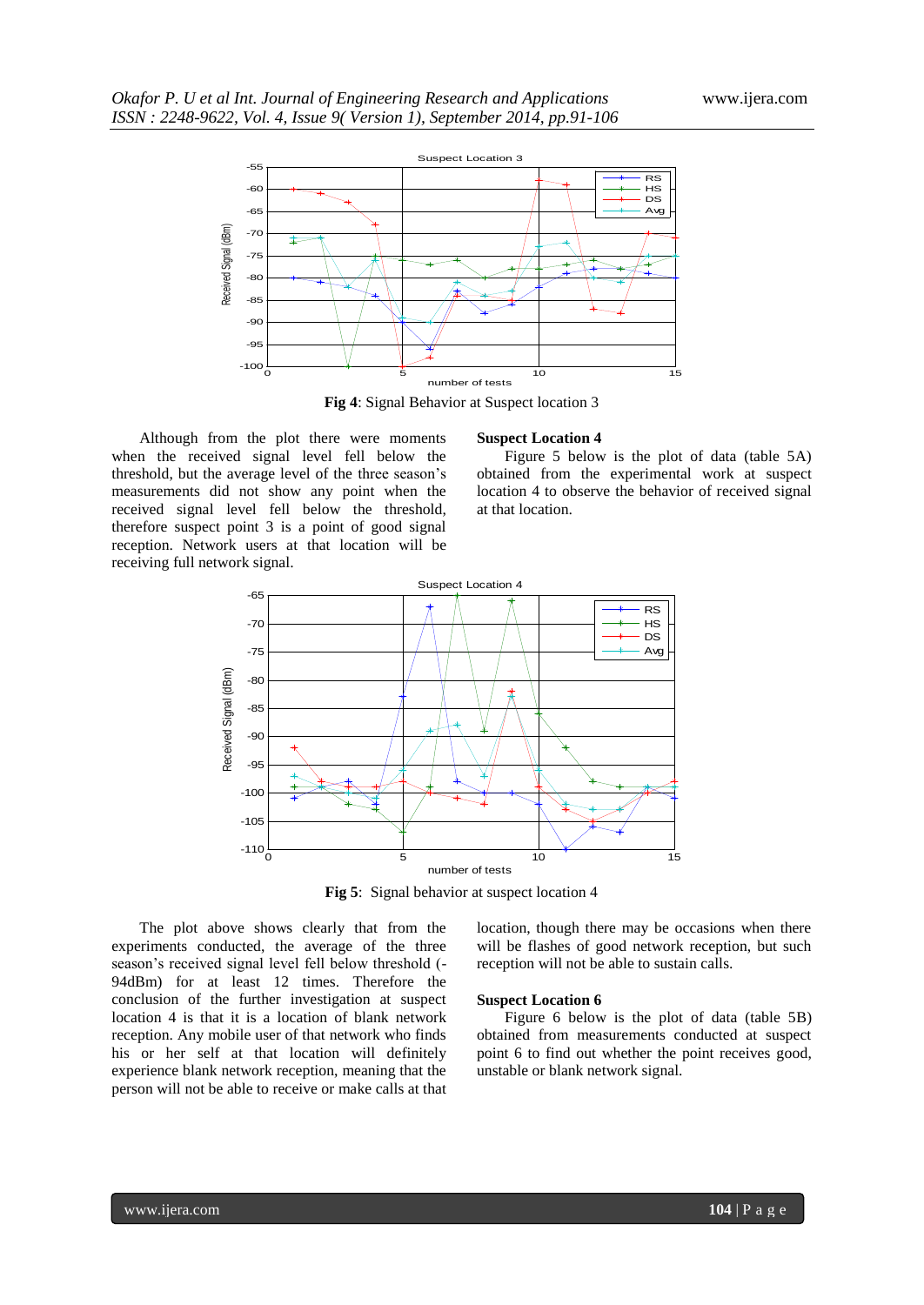**Fig 4**: Signal Behavior at Suspect location 3

Although from the plot there were moments when the received signal level fell below the threshold, but the average level of the three season's measurements did not show any point when the received signal level fell below the threshold, therefore suspect point 3 is a point of good signal reception. Network users at that location will be receiving full network signal.

### Suspect Location 4

Figure 5 below is the plot of data (table 5A) obtained from the experimental work at suspect location 4 to observe the behavior of received signal at that location.

**Fig 5**: Signal behavior at suspect location 4

The plot above shows clearly that from the experiments conducted, the average of the three season's received signal level fell below threshold (-94dBm) for at least 12 times. Therefore the conclusion of the further investigation at suspect location 4 is that it is a location of blank network reception. Any mobile user of that network who finds his or her self at that location will definitely experience blank network reception, meaning that the person will not be able to receive or make calls at that location, though there may be occasions when there will be flashes of good network reception, but such reception will not be able to sustain calls.

### Suspect Location 6

Figure 6 below is the plot of data (table 5B) obtained from measurements conducted at suspect point 6 to find out whether the point receives good, unstable or blank network signal.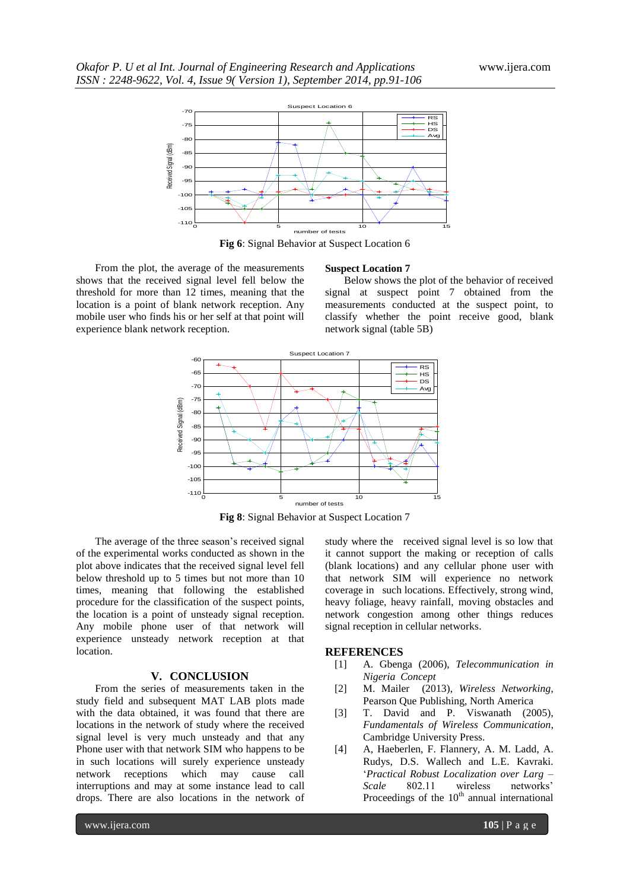**Fig 6**: Signal Behavior at Suspect Location 6

From the plot, the average of the measurements shows that the received signal level fell below the threshold for more than 12 times, meaning that the location is a point of blank network reception. Any mobile user who finds his or her self at that point will experience blank network reception.

**Suspect Location 7**

Below shows the plot of the behavior of received signal at suspect point 7 obtained from the measurements conducted at the suspect point, to classify whether the point receive good, blank network signal (table 5B)

**Fig 8**: Signal Behavior at Suspect Location 7

The average of the three season's received signal of the experimental works conducted as shown in the plot above indicates that the received signal level fell below threshold up to 5 times but not more than 10 times, meaning that following the established procedure for the classification of the suspect points, the location is a point of unsteady signal reception. Any mobile phone user of that network will experience unsteady network reception at that location.

## V. CONCLUSION

From the series of measurements taken in the study field and subsequent MAT LAB plots made with the data obtained, it was found that there are locations in the network of study where the received signal level is very much unsteady and that any Phone user with that network SIM who happens to be in such locations will surely experience unsteady network receptions which may cause call interruptions and may at some instance lead to call drops. There are also locations in the network of study where the received signal level is so low that it cannot support the making or reception of calls (blank locations) and any cellular phone user with that network SIM will experience no network coverage in such locations. Effectively, strong wind, heavy foliage, heavy rainfall, moving obstacles and network congestion among other things reduces signal reception in cellular networks.

## REFERENCES

[1] A. Gbenga (2006), *Telecommunication in Nigeria Concept*

[2] M. Mailer (2013), *Wireless Networking*, Pearson Que Publishing, North America

[3] T. David and P. Viswanath (2005), *Fundamentals of Wireless Communication*, Cambridge University Press.

[4] A, Haeberlen, F. Flannery, A. M. Ladd, A. Rudys, D.S. Wallech and L.E. Kavraki. '*Practical Robust Localization over Larg – Scale* 802.11 wireless networks' Proceedings of the 10th annual international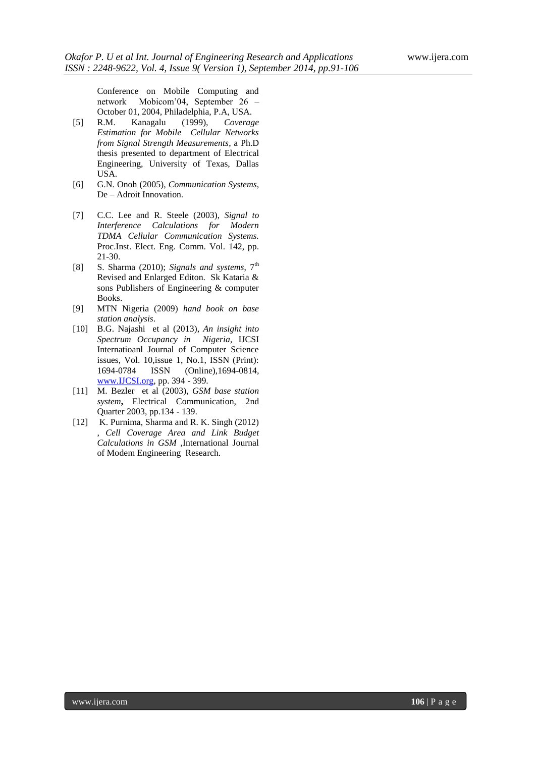Conference on Mobile Computing and network Mobicom'04, September 26 – October 01, 2004, Philadelphia, P.A, USA.

[5] R.M. Kanagalu (1999), *Coverage Estimation for Mobile Cellular Networks from Signal Strength Measurements*, a Ph.D thesis presented to department of Electrical Engineering, University of Texas, Dallas USA.

[6] G.N. Onoh (2005), *Communication Systems*, De – Adroit Innovation.

[7] C.C. Lee and R. Steele (2003), *Signal to Interference Calculations for Modern TDMA Cellular Communication Systems.* Proc.Inst. Elect. Eng. Comm. Vol. 142, pp. 21-30.

[8] S. Sharma (2010); *Signals and systems*, 7th Revised and Enlarged Editon. Sk Kataria & sons Publishers of Engineering & computer Books.

[9] MTN Nigeria (2009) *hand book on base station analysis*.

[10] B.G. Najashi et al (2013), *An insight into Spectrum Occupancy in Nigeria*, IJCSI Internatioanl Journal of Computer Science issues, Vol. 10,issue 1, No.1, ISSN (Print): 1694-0784 ISSN (Online),1694-0814, www.IJCSI.org, pp. 394 - 399.

[11] M. Bezler et al (2003), *GSM base station system***,** Electrical Communication, 2nd Quarter 2003, pp.134 - 139.

[12] K. Purnima, Sharma and R. K. Singh (2012) , *Cell Coverage Area and Link Budget Calculations in GSM* ,International Journal of Modem Engineering Research.